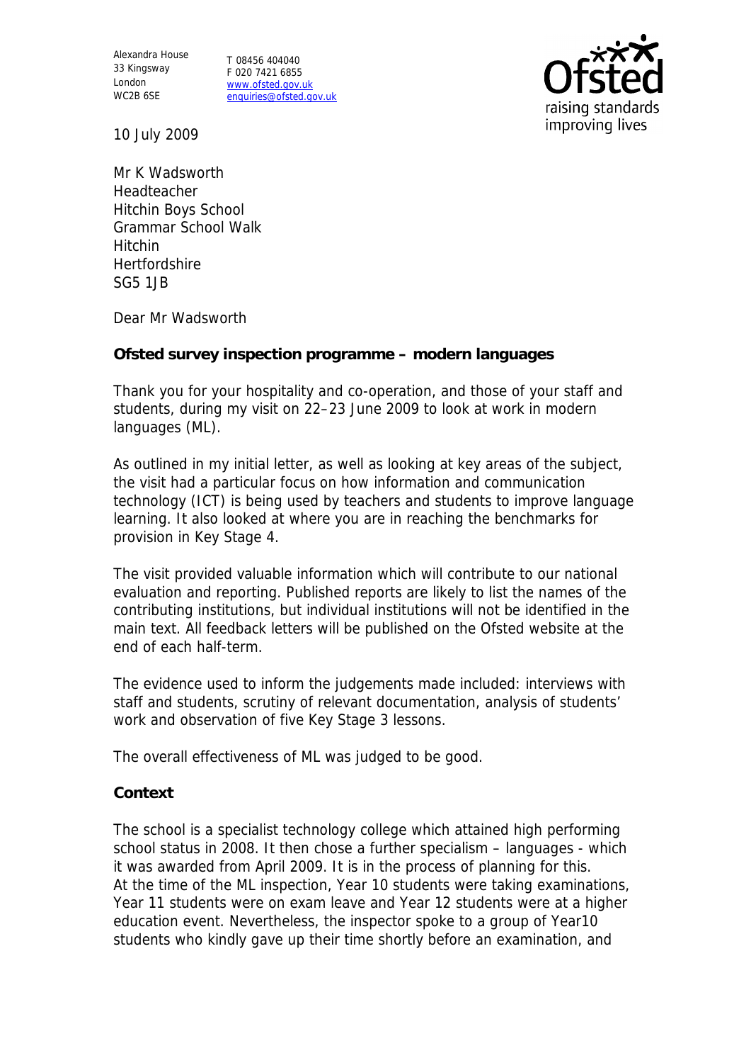Alexandra House
33 Kingsway
London
WC2B 6SE

T 08456 404040
F 020 7421 6855
www.ofsted.gov.uk
enquiries@ofsted.gov.uk

raising standards
improving lives

10 July 2009

Mr K Wadsworth
Headteacher
Hitchin Boys School
Grammar School Walk
Hitchin
Hertfordshire
SG5 1JB

Dear Mr Wadsworth

**Ofsted survey inspection programme – modern languages**

Thank you for your hospitality and co-operation, and those of your staff and students, during my visit on 22–23 June 2009 to look at work in modern languages (ML).

As outlined in my initial letter, as well as looking at key areas of the subject, the visit had a particular focus on how information and communication technology (ICT) is being used by teachers and students to improve language learning. It also looked at where you are in reaching the benchmarks for provision in Key Stage 4.

The visit provided valuable information which will contribute to our national evaluation and reporting. Published reports are likely to list the names of the contributing institutions, but individual institutions will not be identified in the main text. All feedback letters will be published on the Ofsted website at the end of each half-term.

The evidence used to inform the judgements made included: interviews with staff and students, scrutiny of relevant documentation, analysis of students' work and observation of five Key Stage 3 lessons.

The overall effectiveness of ML was judged to be good.

**Context**

The school is a specialist technology college which attained high performing school status in 2008. It then chose a further specialism – languages - which it was awarded from April 2009. It is in the process of planning for this. At the time of the ML inspection, Year 10 students were taking examinations, Year 11 students were on exam leave and Year 12 students were at a higher education event. Nevertheless, the inspector spoke to a group of Year10 students who kindly gave up their time shortly before an examination, and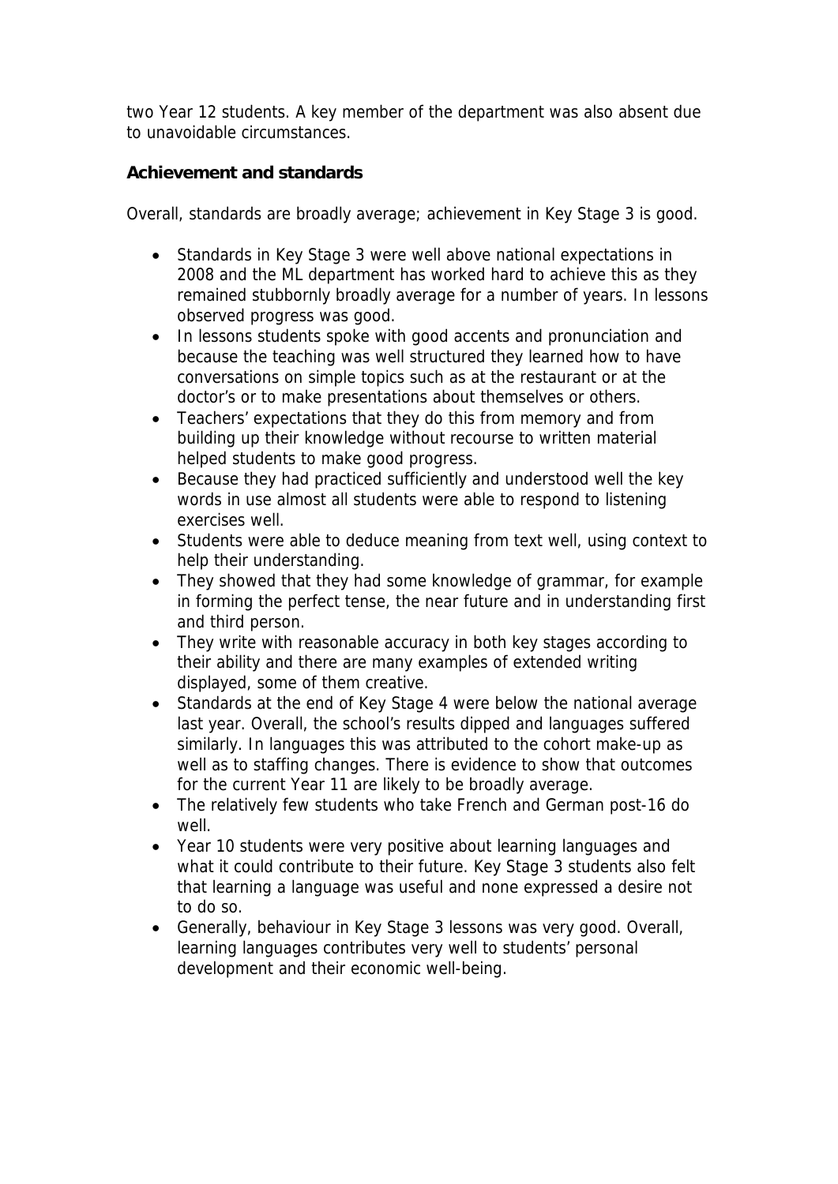two Year 12 students. A key member of the department was also absent due to unavoidable circumstances.

**Achievement and standards**

Overall, standards are broadly average; achievement in Key Stage 3 is good.

- Standards in Key Stage 3 were well above national expectations in 2008 and the ML department has worked hard to achieve this as they remained stubbornly broadly average for a number of years. In lessons observed progress was good.
- In lessons students spoke with good accents and pronunciation and because the teaching was well structured they learned how to have conversations on simple topics such as at the restaurant or at the doctor's or to make presentations about themselves or others.
- Teachers' expectations that they do this from memory and from building up their knowledge without recourse to written material helped students to make good progress.
- Because they had practiced sufficiently and understood well the key words in use almost all students were able to respond to listening exercises well.
- Students were able to deduce meaning from text well, using context to help their understanding.
- They showed that they had some knowledge of grammar, for example in forming the perfect tense, the near future and in understanding first and third person.
- They write with reasonable accuracy in both key stages according to their ability and there are many examples of extended writing displayed, some of them creative.
- Standards at the end of Key Stage 4 were below the national average last year. Overall, the school's results dipped and languages suffered similarly. In languages this was attributed to the cohort make-up as well as to staffing changes. There is evidence to show that outcomes for the current Year 11 are likely to be broadly average.
- The relatively few students who take French and German post-16 do well.
- Year 10 students were very positive about learning languages and what it could contribute to their future. Key Stage 3 students also felt that learning a language was useful and none expressed a desire not to do so.
- Generally, behaviour in Key Stage 3 lessons was very good. Overall, learning languages contributes very well to students' personal development and their economic well-being.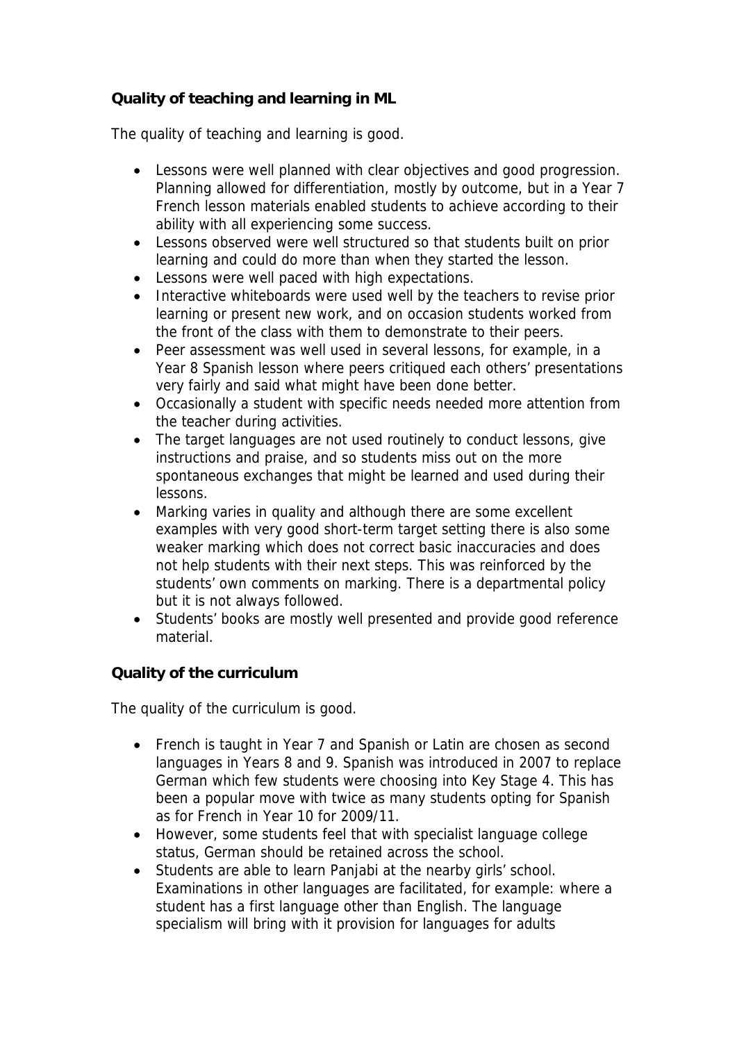**Quality of teaching and learning in ML**

The quality of teaching and learning is good.

- Lessons were well planned with clear objectives and good progression. Planning allowed for differentiation, mostly by outcome, but in a Year 7 French lesson materials enabled students to achieve according to their ability with all experiencing some success.
- Lessons observed were well structured so that students built on prior learning and could do more than when they started the lesson.
- Lessons were well paced with high expectations.
- Interactive whiteboards were used well by the teachers to revise prior learning or present new work, and on occasion students worked from the front of the class with them to demonstrate to their peers.
- Peer assessment was well used in several lessons, for example, in a Year 8 Spanish lesson where peers critiqued each others' presentations very fairly and said what might have been done better.
- Occasionally a student with specific needs needed more attention from the teacher during activities.
- The target languages are not used routinely to conduct lessons, give instructions and praise, and so students miss out on the more spontaneous exchanges that might be learned and used during their lessons.
- Marking varies in quality and although there are some excellent examples with very good short-term target setting there is also some weaker marking which does not correct basic inaccuracies and does not help students with their next steps. This was reinforced by the students' own comments on marking. There is a departmental policy but it is not always followed.
- Students' books are mostly well presented and provide good reference material.

**Quality of the curriculum**

The quality of the curriculum is good.

- French is taught in Year 7 and Spanish or Latin are chosen as second languages in Years 8 and 9. Spanish was introduced in 2007 to replace German which few students were choosing into Key Stage 4. This has been a popular move with twice as many students opting for Spanish as for French in Year 10 for 2009/11.
- However, some students feel that with specialist language college status, German should be retained across the school.
- Students are able to learn Panjabi at the nearby girls' school. Examinations in other languages are facilitated, for example: where a student has a first language other than English. The language specialism will bring with it provision for languages for adults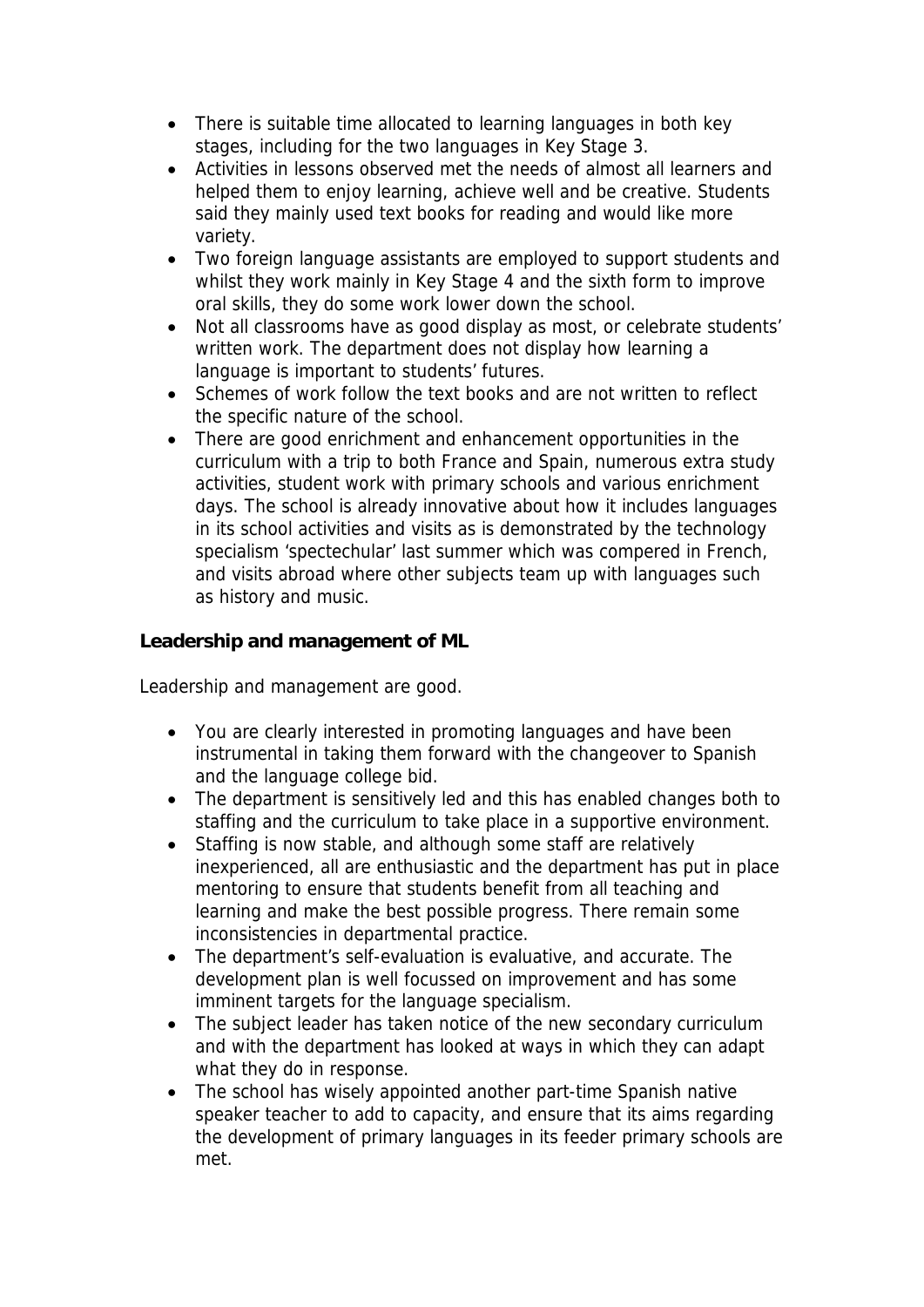- There is suitable time allocated to learning languages in both key stages, including for the two languages in Key Stage 3.
- Activities in lessons observed met the needs of almost all learners and helped them to enjoy learning, achieve well and be creative. Students said they mainly used text books for reading and would like more variety.
- Two foreign language assistants are employed to support students and whilst they work mainly in Key Stage 4 and the sixth form to improve oral skills, they do some work lower down the school.
- Not all classrooms have as good display as most, or celebrate students' written work. The department does not display how learning a language is important to students' futures.
- Schemes of work follow the text books and are not written to reflect the specific nature of the school.
- There are good enrichment and enhancement opportunities in the curriculum with a trip to both France and Spain, numerous extra study activities, student work with primary schools and various enrichment days. The school is already innovative about how it includes languages in its school activities and visits as is demonstrated by the technology specialism 'spectechular' last summer which was compered in French, and visits abroad where other subjects team up with languages such as history and music.

**Leadership and management of ML**

Leadership and management are good.

- You are clearly interested in promoting languages and have been instrumental in taking them forward with the changeover to Spanish and the language college bid.
- The department is sensitively led and this has enabled changes both to staffing and the curriculum to take place in a supportive environment.
- Staffing is now stable, and although some staff are relatively inexperienced, all are enthusiastic and the department has put in place mentoring to ensure that students benefit from all teaching and learning and make the best possible progress. There remain some inconsistencies in departmental practice.
- The department's self-evaluation is evaluative, and accurate. The development plan is well focussed on improvement and has some imminent targets for the language specialism.
- The subject leader has taken notice of the new secondary curriculum and with the department has looked at ways in which they can adapt what they do in response.
- The school has wisely appointed another part-time Spanish native speaker teacher to add to capacity, and ensure that its aims regarding the development of primary languages in its feeder primary schools are met.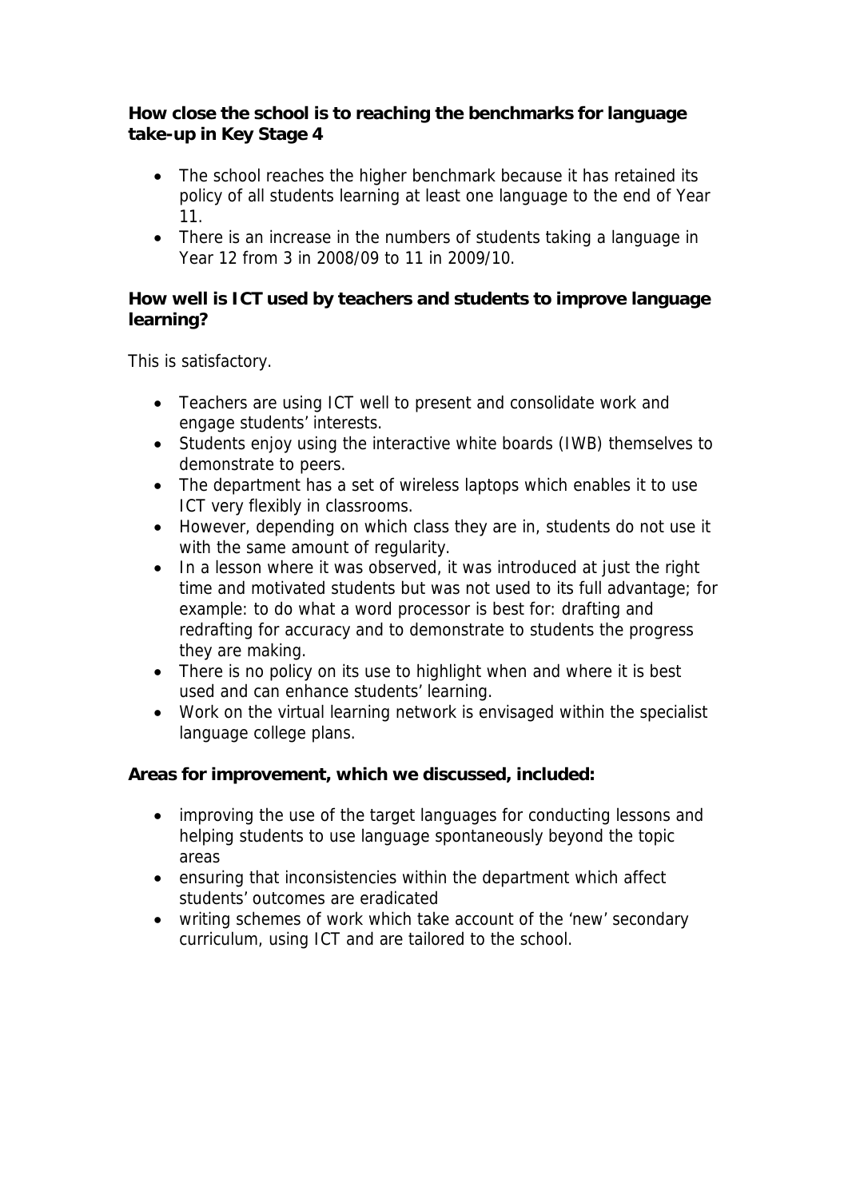**How close the school is to reaching the benchmarks for language take-up in Key Stage 4**

- The school reaches the higher benchmark because it has retained its policy of all students learning at least one language to the end of Year 11.
- There is an increase in the numbers of students taking a language in Year 12 from 3 in 2008/09 to 11 in 2009/10.

**How well is ICT used by teachers and students to improve language learning?**

This is satisfactory.

- Teachers are using ICT well to present and consolidate work and engage students' interests.
- Students enjoy using the interactive white boards (IWB) themselves to demonstrate to peers.
- The department has a set of wireless laptops which enables it to use ICT very flexibly in classrooms.
- However, depending on which class they are in, students do not use it with the same amount of regularity.
- In a lesson where it was observed, it was introduced at just the right time and motivated students but was not used to its full advantage; for example: to do what a word processor is best for: drafting and redrafting for accuracy and to demonstrate to students the progress they are making.
- There is no policy on its use to highlight when and where it is best used and can enhance students' learning.
- Work on the virtual learning network is envisaged within the specialist language college plans.

**Areas for improvement, which we discussed, included:**

- improving the use of the target languages for conducting lessons and helping students to use language spontaneously beyond the topic areas
- ensuring that inconsistencies within the department which affect students' outcomes are eradicated
- writing schemes of work which take account of the 'new' secondary curriculum, using ICT and are tailored to the school.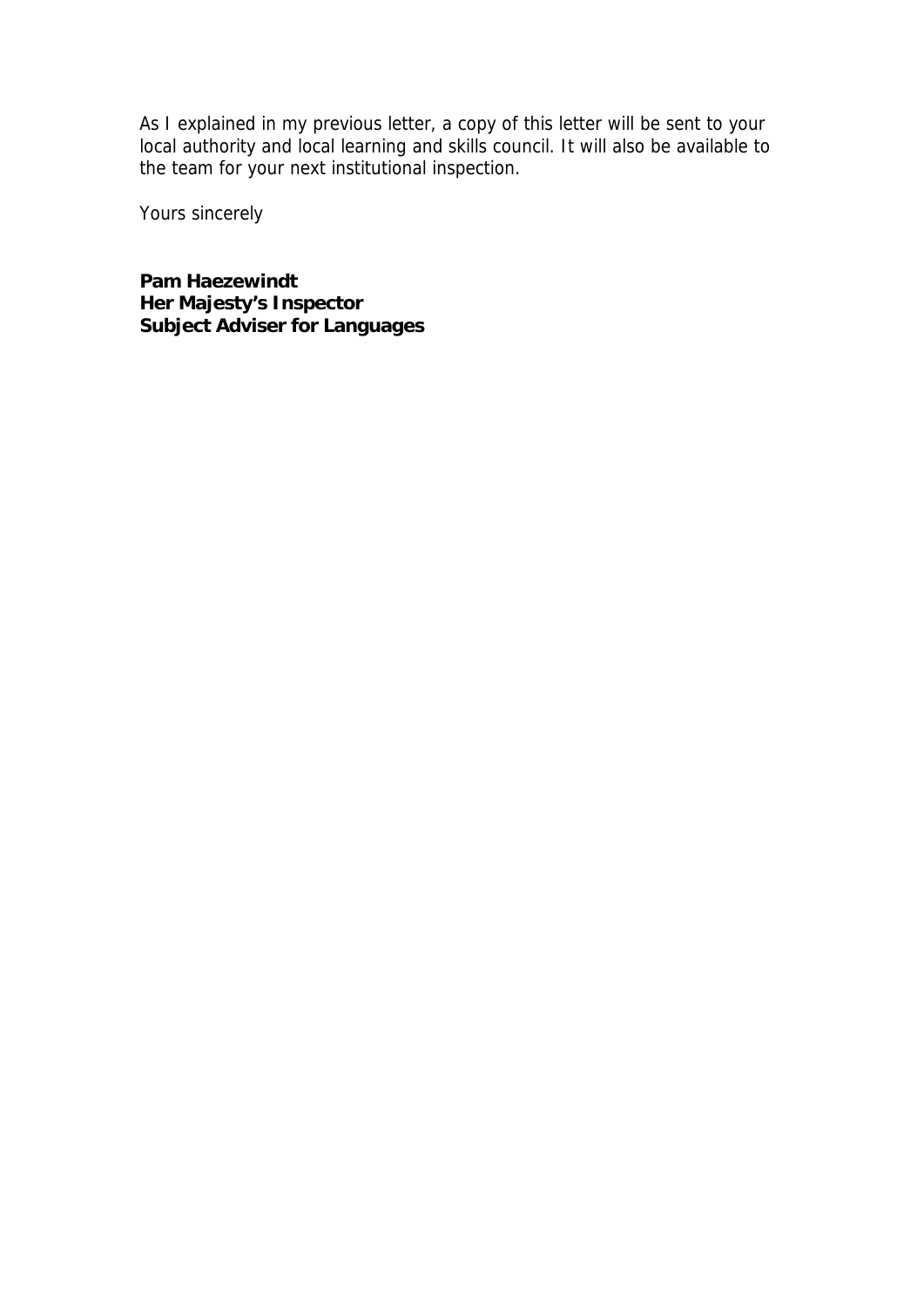As I explained in my previous letter, a copy of this letter will be sent to your local authority and local learning and skills council. It will also be available to the team for your next institutional inspection.

Yours sincerely

**Pam Haezewindt**
**Her Majesty's Inspector**
**Subject Adviser for Languages**